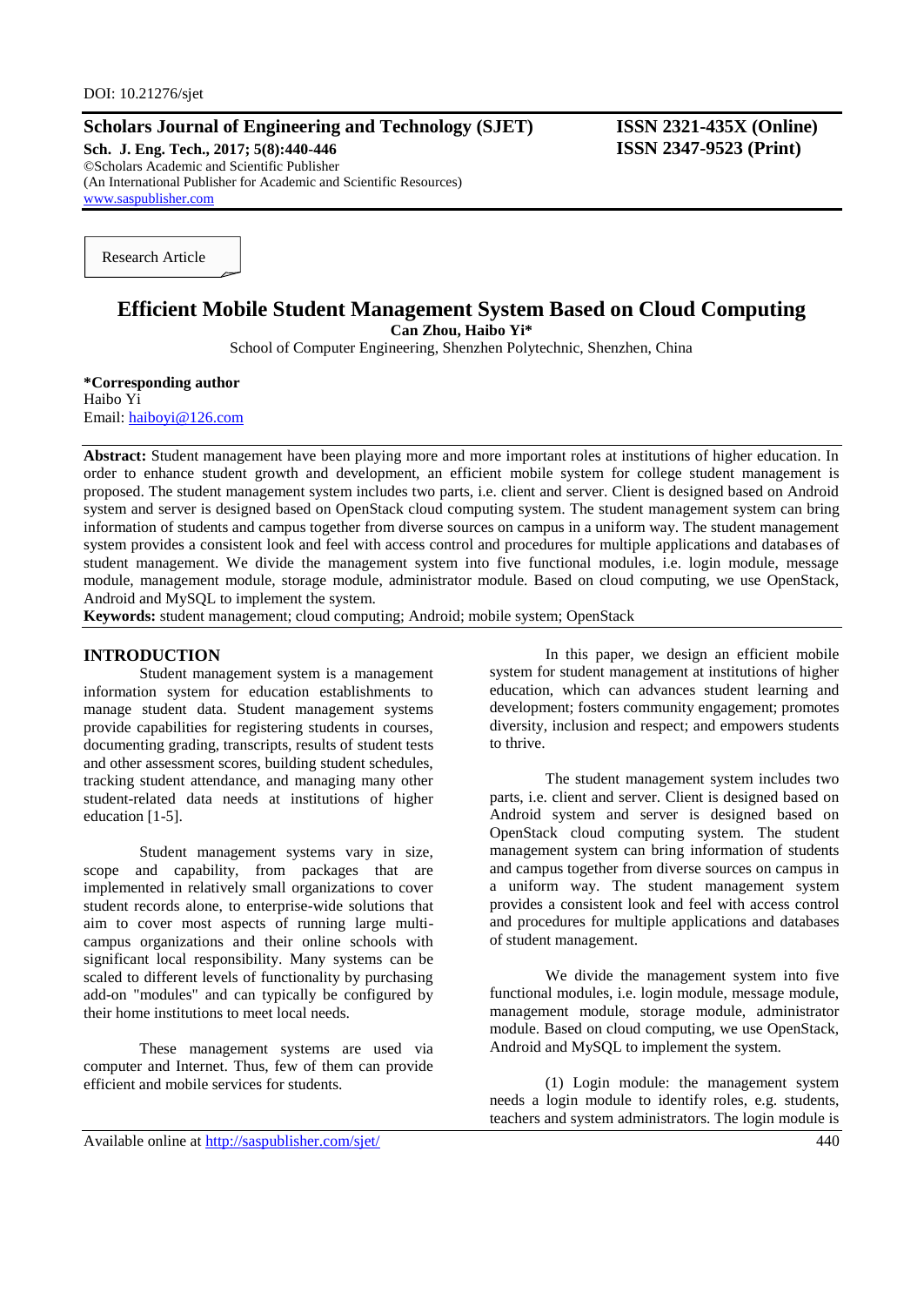DOI: 10.21276/sjet

**Scholars Journal of Engineering and Technology (SJET)** **ISSN 2321-435X (Online)**
**Sch. J. Eng. Tech., 2017; 5(8):440-446** **ISSN 2347-9523 (Print)**
©Scholars Academic and Scientific Publisher
(An International Publisher for Academic and Scientific Resources)
www.saspublisher.com

Research Article

# Efficient Mobile Student Management System Based on Cloud Computing

**Can Zhou, Haibo Yi***

School of Computer Engineering, Shenzhen Polytechnic, Shenzhen, China

***Corresponding author**
Haibo Yi
Email: haiboyi@126.com

**Abstract:** Student management have been playing more and more important roles at institutions of higher education. In order to enhance student growth and development, an efficient mobile system for college student management is proposed. The student management system includes two parts, i.e. client and server. Client is designed based on Android system and server is designed based on OpenStack cloud computing system. The student management system can bring information of students and campus together from diverse sources on campus in a uniform way. The student management system provides a consistent look and feel with access control and procedures for multiple applications and databases of student management. We divide the management system into five functional modules, i.e. login module, message module, management module, storage module, administrator module. Based on cloud computing, we use OpenStack, Android and MySQL to implement the system.

**Keywords:** student management; cloud computing; Android; mobile system; OpenStack

## INTRODUCTION

Student management system is a management information system for education establishments to manage student data. Student management systems provide capabilities for registering students in courses, documenting grading, transcripts, results of student tests and other assessment scores, building student schedules, tracking student attendance, and managing many other student-related data needs at institutions of higher education [1-5].

Student management systems vary in size, scope and capability, from packages that are implemented in relatively small organizations to cover student records alone, to enterprise-wide solutions that aim to cover most aspects of running large multi-campus organizations and their online schools with significant local responsibility. Many systems can be scaled to different levels of functionality by purchasing add-on "modules" and can typically be configured by their home institutions to meet local needs.

These management systems are used via computer and Internet. Thus, few of them can provide efficient and mobile services for students.

In this paper, we design an efficient mobile system for student management at institutions of higher education, which can advances student learning and development; fosters community engagement; promotes diversity, inclusion and respect; and empowers students to thrive.

The student management system includes two parts, i.e. client and server. Client is designed based on Android system and server is designed based on OpenStack cloud computing system. The student management system can bring information of students and campus together from diverse sources on campus in a uniform way. The student management system provides a consistent look and feel with access control and procedures for multiple applications and databases of student management.

We divide the management system into five functional modules, i.e. login module, message module, management module, storage module, administrator module. Based on cloud computing, we use OpenStack, Android and MySQL to implement the system.

(1) Login module: the management system needs a login module to identify roles, e.g. students, teachers and system administrators. The login module is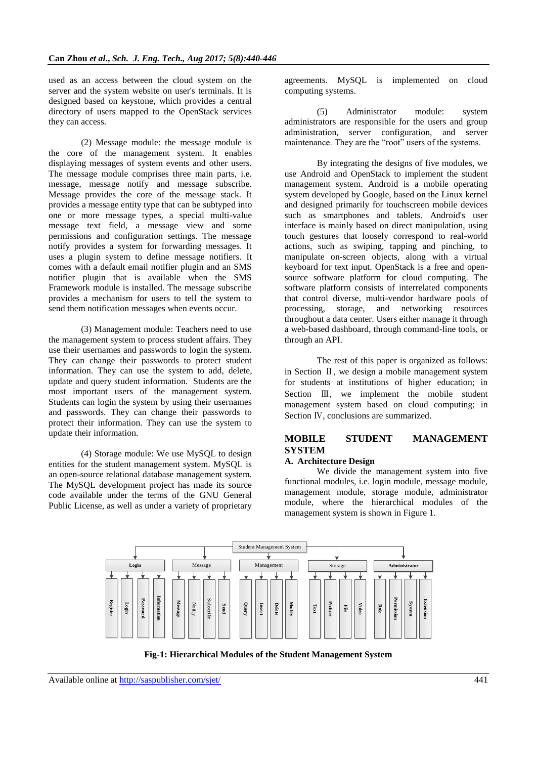used as an access between the cloud system on the server and the system website on user's terminals. It is designed based on keystone, which provides a central directory of users mapped to the OpenStack services they can access.

(2) Message module: the message module is the core of the management system. It enables displaying messages of system events and other users. The message module comprises three main parts, i.e. message, message notify and message subscribe. Message provides the core of the message stack. It provides a message entity type that can be subtyped into one or more message types, a special multi-value message text field, a message view and some permissions and configuration settings. The message notify provides a system for forwarding messages. It uses a plugin system to define message notifiers. It comes with a default email notifier plugin and an SMS notifier plugin that is available when the SMS Framework module is installed. The message subscribe provides a mechanism for users to tell the system to send them notification messages when events occur.

(3) Management module: Teachers need to use the management system to process student affairs. They use their usernames and passwords to login the system. They can change their passwords to protect student information. They can use the system to add, delete, update and query student information. Students are the most important users of the management system. Students can login the system by using their usernames and passwords. They can change their passwords to protect their information. They can use the system to update their information.

(4) Storage module: We use MySQL to design entities for the student management system. MySQL is an open-source relational database management system. The MySQL development project has made its source code available under the terms of the GNU General Public License, as well as under a variety of proprietary agreements. MySQL is implemented on cloud computing systems.

(5) Administrator module: system administrators are responsible for the users and group administration, server configuration, and server maintenance. They are the "root" users of the systems.

By integrating the designs of five modules, we use Android and OpenStack to implement the student management system. Android is a mobile operating system developed by Google, based on the Linux kernel and designed primarily for touchscreen mobile devices such as smartphones and tablets. Android's user interface is mainly based on direct manipulation, using touch gestures that loosely correspond to real-world actions, such as swiping, tapping and pinching, to manipulate on-screen objects, along with a virtual keyboard for text input. OpenStack is a free and open-source software platform for cloud computing. The software platform consists of interrelated components that control diverse, multi-vendor hardware pools of processing, storage, and networking resources throughout a data center. Users either manage it through a web-based dashboard, through command-line tools, or through an API.

The rest of this paper is organized as follows: in Section Ⅱ, we design a mobile management system for students at institutions of higher education; in Section Ⅲ, we implement the mobile student management system based on cloud computing; in Section Ⅳ, conclusions are summarized.

## MOBILE STUDENT MANAGEMENT SYSTEM

### A. Architecture Design

We divide the management system into five functional modules, i.e. login module, message module, management module, storage module, administrator module, where the hierarchical modules of the management system is shown in Figure 1.

Student Management System
- Login: Register, Login, Password, Information
- Message: Message, Notify, Subscribe, Send
- Management: Query, Insert, Delete, Modify
- Storage: Text, Picture, File, Video
- Administrator: Role, Permission, System, Extension

**Fig-1: Hierarchical Modules of the Student Management System**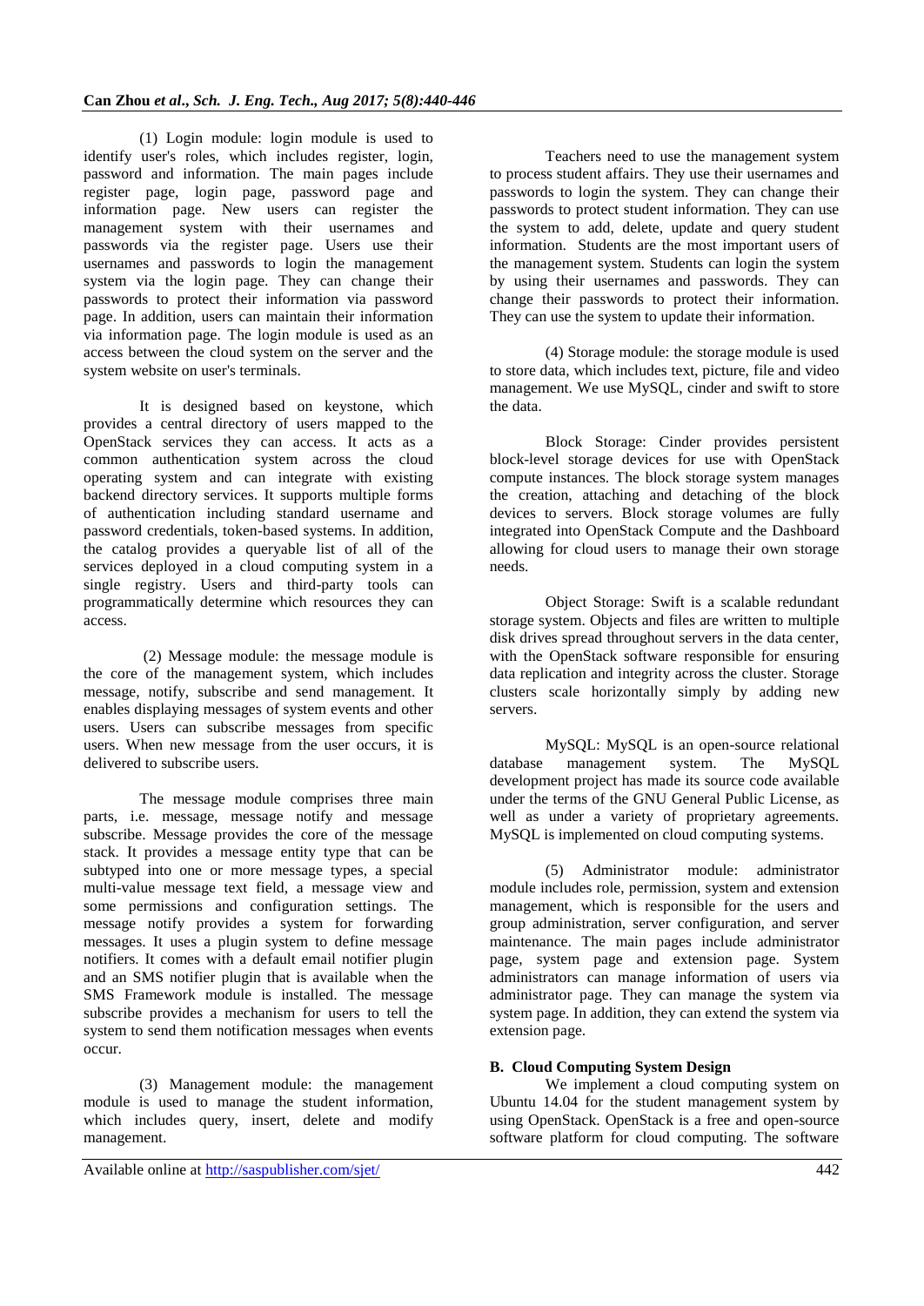(1) Login module: login module is used to identify user's roles, which includes register, login, password and information. The main pages include register page, login page, password page and information page. New users can register the management system with their usernames and passwords via the register page. Users use their usernames and passwords to login the management system via the login page. They can change their passwords to protect their information via password page. In addition, users can maintain their information via information page. The login module is used as an access between the cloud system on the server and the system website on user's terminals.

It is designed based on keystone, which provides a central directory of users mapped to the OpenStack services they can access. It acts as a common authentication system across the cloud operating system and can integrate with existing backend directory services. It supports multiple forms of authentication including standard username and password credentials, token-based systems. In addition, the catalog provides a queryable list of all of the services deployed in a cloud computing system in a single registry. Users and third-party tools can programmatically determine which resources they can access.

(2) Message module: the message module is the core of the management system, which includes message, notify, subscribe and send management. It enables displaying messages of system events and other users. Users can subscribe messages from specific users. When new message from the user occurs, it is delivered to subscribe users.

The message module comprises three main parts, i.e. message, message notify and message subscribe. Message provides the core of the message stack. It provides a message entity type that can be subtyped into one or more message types, a special multi-value message text field, a message view and some permissions and configuration settings. The message notify provides a system for forwarding messages. It uses a plugin system to define message notifiers. It comes with a default email notifier plugin and an SMS notifier plugin that is available when the SMS Framework module is installed. The message subscribe provides a mechanism for users to tell the system to send them notification messages when events occur.

(3) Management module: the management module is used to manage the student information, which includes query, insert, delete and modify management.

Teachers need to use the management system to process student affairs. They use their usernames and passwords to login the system. They can change their passwords to protect student information. They can use the system to add, delete, update and query student information. Students are the most important users of the management system. Students can login the system by using their usernames and passwords. They can change their passwords to protect their information. They can use the system to update their information.

(4) Storage module: the storage module is used to store data, which includes text, picture, file and video management. We use MySQL, cinder and swift to store the data.

Block Storage: Cinder provides persistent block-level storage devices for use with OpenStack compute instances. The block storage system manages the creation, attaching and detaching of the block devices to servers. Block storage volumes are fully integrated into OpenStack Compute and the Dashboard allowing for cloud users to manage their own storage needs.

Object Storage: Swift is a scalable redundant storage system. Objects and files are written to multiple disk drives spread throughout servers in the data center, with the OpenStack software responsible for ensuring data replication and integrity across the cluster. Storage clusters scale horizontally simply by adding new servers.

MySQL: MySQL is an open-source relational database management system. The MySQL development project has made its source code available under the terms of the GNU General Public License, as well as under a variety of proprietary agreements. MySQL is implemented on cloud computing systems.

(5) Administrator module: administrator module includes role, permission, system and extension management, which is responsible for the users and group administration, server configuration, and server maintenance. The main pages include administrator page, system page and extension page. System administrators can manage information of users via administrator page. They can manage the system via system page. In addition, they can extend the system via extension page.

### B. Cloud Computing System Design

We implement a cloud computing system on Ubuntu 14.04 for the student management system by using OpenStack. OpenStack is a free and open-source software platform for cloud computing. The software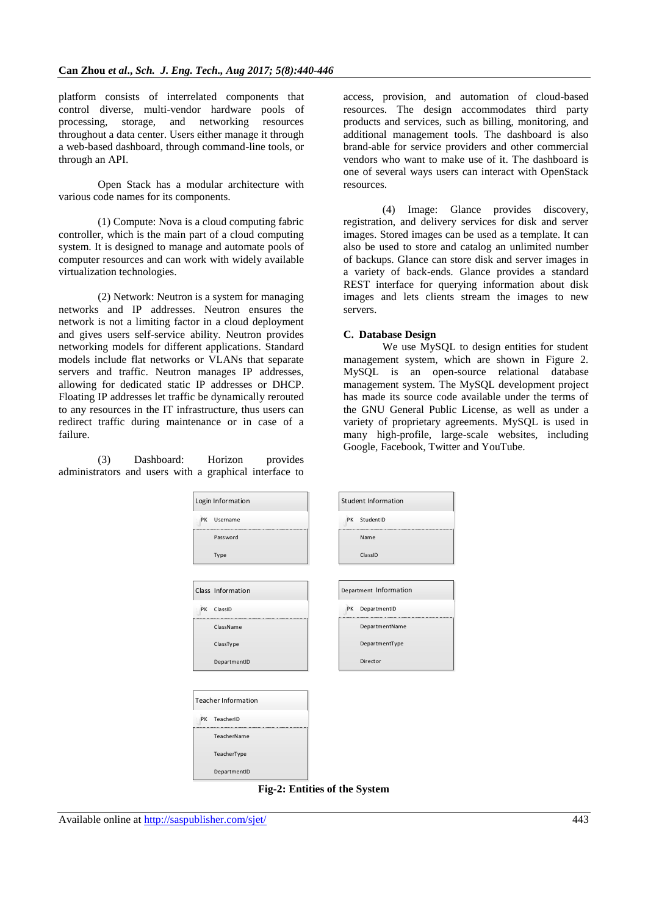platform consists of interrelated components that control diverse, multi-vendor hardware pools of processing, storage, and networking resources throughout a data center. Users either manage it through a web-based dashboard, through command-line tools, or through an API.

Open Stack has a modular architecture with various code names for its components.

(1) Compute: Nova is a cloud computing fabric controller, which is the main part of a cloud computing system. It is designed to manage and automate pools of computer resources and can work with widely available virtualization technologies.

(2) Network: Neutron is a system for managing networks and IP addresses. Neutron ensures the network is not a limiting factor in a cloud deployment and gives users self-service ability. Neutron provides networking models for different applications. Standard models include flat networks or VLANs that separate servers and traffic. Neutron manages IP addresses, allowing for dedicated static IP addresses or DHCP. Floating IP addresses let traffic be dynamically rerouted to any resources in the IT infrastructure, thus users can redirect traffic during maintenance or in case of a failure.

(3) Dashboard: Horizon provides administrators and users with a graphical interface to access, provision, and automation of cloud-based resources. The design accommodates third party products and services, such as billing, monitoring, and additional management tools. The dashboard is also brand-able for service providers and other commercial vendors who want to make use of it. The dashboard is one of several ways users can interact with OpenStack resources.

(4) Image: Glance provides discovery, registration, and delivery services for disk and server images. Stored images can be used as a template. It can also be used to store and catalog an unlimited number of backups. Glance can store disk and server images in a variety of back-ends. Glance provides a standard REST interface for querying information about disk images and lets clients stream the images to new servers.

### C. Database Design

We use MySQL to design entities for student management system, which are shown in Figure 2. MySQL is an open-source relational database management system. The MySQL development project has made its source code available under the terms of the GNU General Public License, as well as under a variety of proprietary agreements. MySQL is used in many high-profile, large-scale websites, including Google, Facebook, Twitter and YouTube.

| Login Information | |
|---|---|
| PK | Username |
| | Password |
| | Type |

| Student Information | |
|---|---|
| PK | StudentID |
| | Name |
| | ClassID |

| Class Information | |
|---|---|
| PK | ClassID |
| | ClassName |
| | ClassType |
| | DepartmentID |

| Department Information | |
|---|---|
| PK | DepartmentID |
| | DepartmentName |
| | DepartmentType |
| | Director |

| Teacher Information | |
|---|---|
| PK | TeacherID |
| | TeacherName |
| | TeacherType |
| | DepartmentID |

**Fig-2: Entities of the System**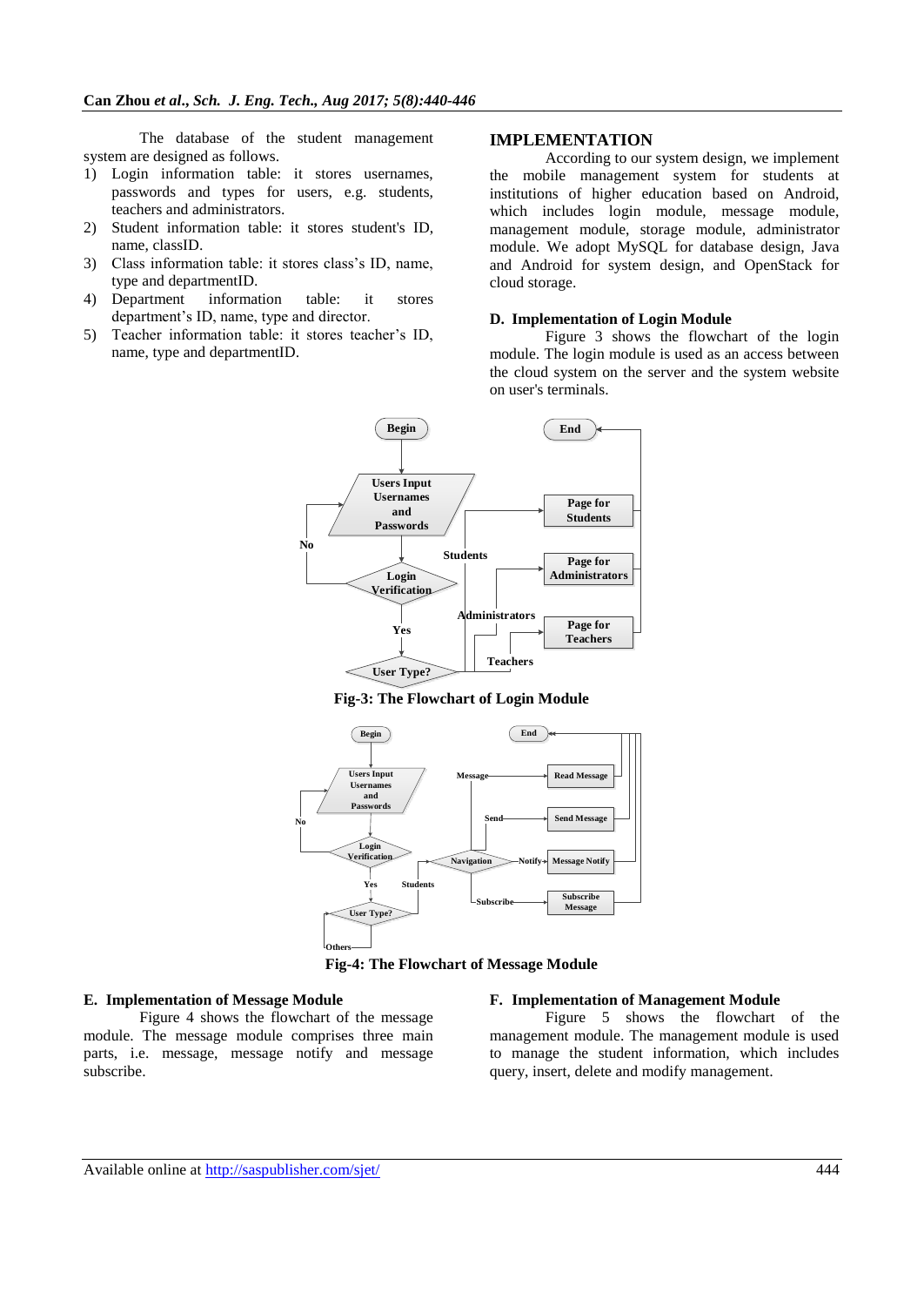The database of the student management system are designed as follows.

1) Login information table: it stores usernames, passwords and types for users, e.g. students, teachers and administrators.
2) Student information table: it stores student's ID, name, classID.
3) Class information table: it stores class's ID, name, type and departmentID.
4) Department information table: it stores department's ID, name, type and director.
5) Teacher information table: it stores teacher's ID, name, type and departmentID.

## IMPLEMENTATION

According to our system design, we implement the mobile management system for students at institutions of higher education based on Android, which includes login module, message module, management module, storage module, administrator module. We adopt MySQL for database design, Java and Android for system design, and OpenStack for cloud storage.

### D. Implementation of Login Module

Figure 3 shows the flowchart of the login module. The login module is used as an access between the cloud system on the server and the system website on user's terminals.

**Fig-3: The Flowchart of Login Module**

**Fig-4: The Flowchart of Message Module**

### E. Implementation of Message Module

Figure 4 shows the flowchart of the message module. The message module comprises three main parts, i.e. message, message notify and message subscribe.

### F. Implementation of Management Module

Figure 5 shows the flowchart of the management module. The management module is used to manage the student information, which includes query, insert, delete and modify management.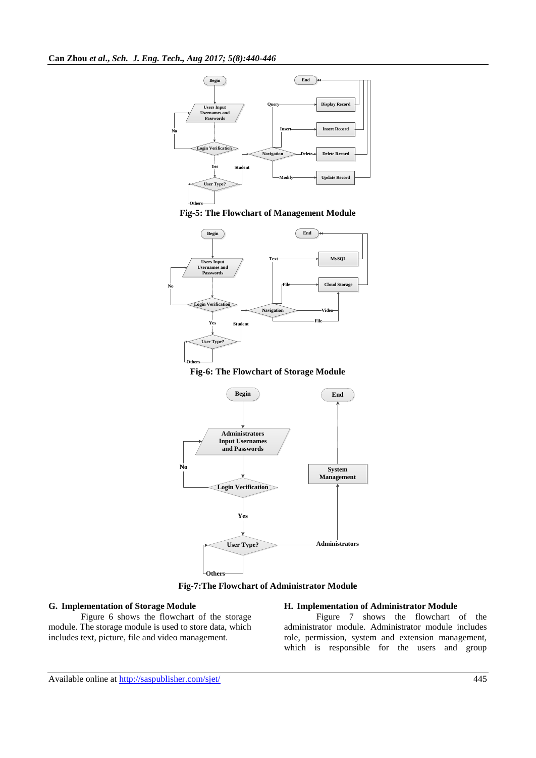Fig-5: The Flowchart of Management Module

Fig-6: The Flowchart of Storage Module

Fig-7:The Flowchart of Administrator Module

### G. Implementation of Storage Module

Figure 6 shows the flowchart of the storage module. The storage module is used to store data, which includes text, picture, file and video management.

### H. Implementation of Administrator Module

Figure 7 shows the flowchart of the administrator module. Administrator module includes role, permission, system and extension management, which is responsible for the users and group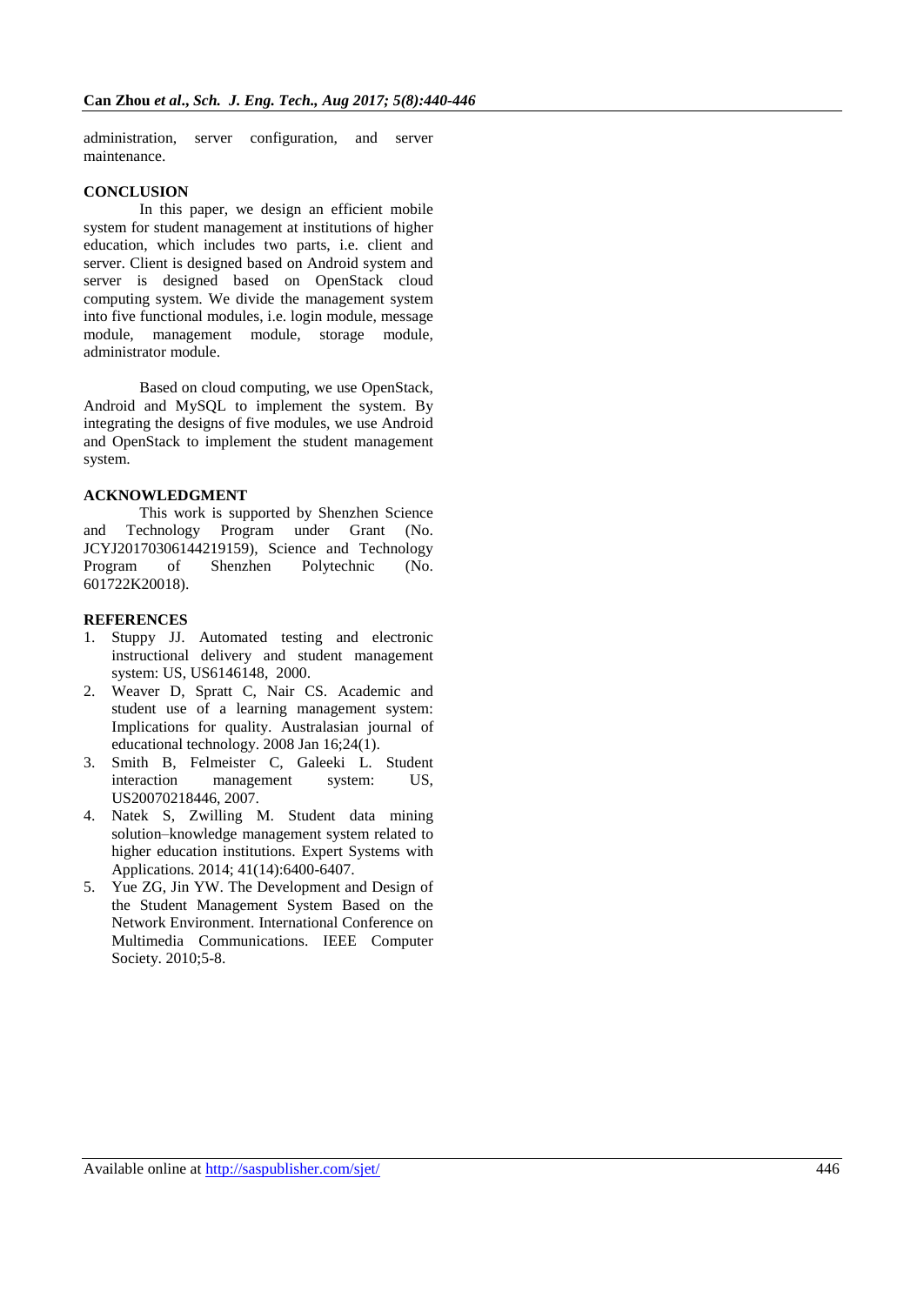administration, server configuration, and server maintenance.

## CONCLUSION

In this paper, we design an efficient mobile system for student management at institutions of higher education, which includes two parts, i.e. client and server. Client is designed based on Android system and server is designed based on OpenStack cloud computing system. We divide the management system into five functional modules, i.e. login module, message module, management module, storage module, administrator module.

Based on cloud computing, we use OpenStack, Android and MySQL to implement the system. By integrating the designs of five modules, we use Android and OpenStack to implement the student management system.

## ACKNOWLEDGMENT

This work is supported by Shenzhen Science and Technology Program under Grant (No. JCYJ20170306144219159), Science and Technology Program of Shenzhen Polytechnic (No. 601722K20018).

## REFERENCES

1. Stuppy JJ. Automated testing and electronic instructional delivery and student management system: US, US6146148, 2000.
2. Weaver D, Spratt C, Nair CS. Academic and student use of a learning management system: Implications for quality. Australasian journal of educational technology. 2008 Jan 16;24(1).
3. Smith B, Felmeister C, Galeeki L. Student interaction management system: US, US20070218446, 2007.
4. Natek S, Zwilling M. Student data mining solution–knowledge management system related to higher education institutions. Expert Systems with Applications. 2014; 41(14):6400-6407.
5. Yue ZG, Jin YW. The Development and Design of the Student Management System Based on the Network Environment. International Conference on Multimedia Communications. IEEE Computer Society. 2010;5-8.